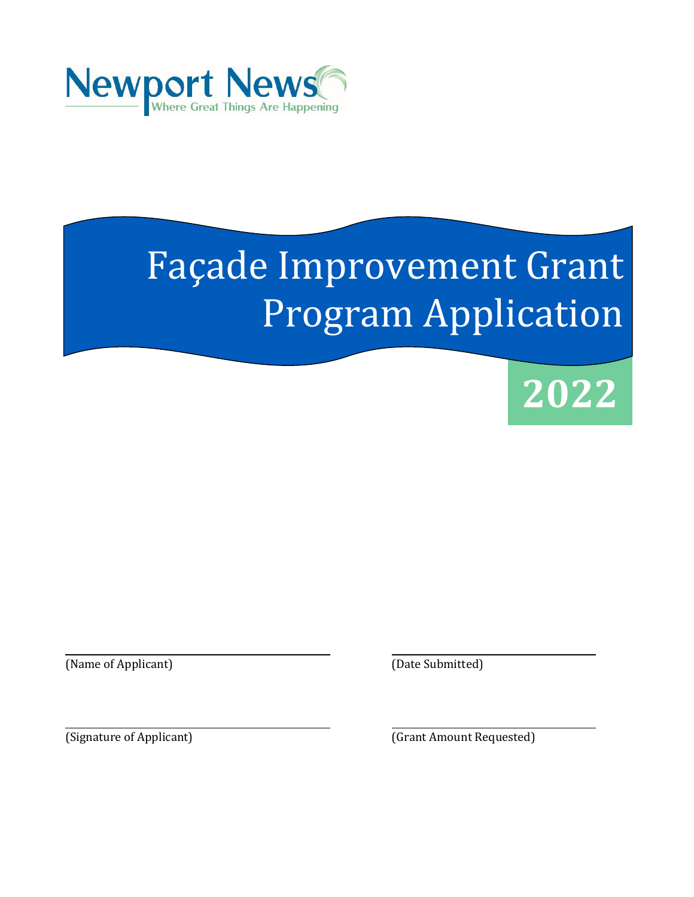Newport News

Where Great Things Are Happening

# Façade Improvement Grant Program Application

## 2022

(Name of Applicant)

(Date Submitted)

(Signature of Applicant)

(Grant Amount Requested)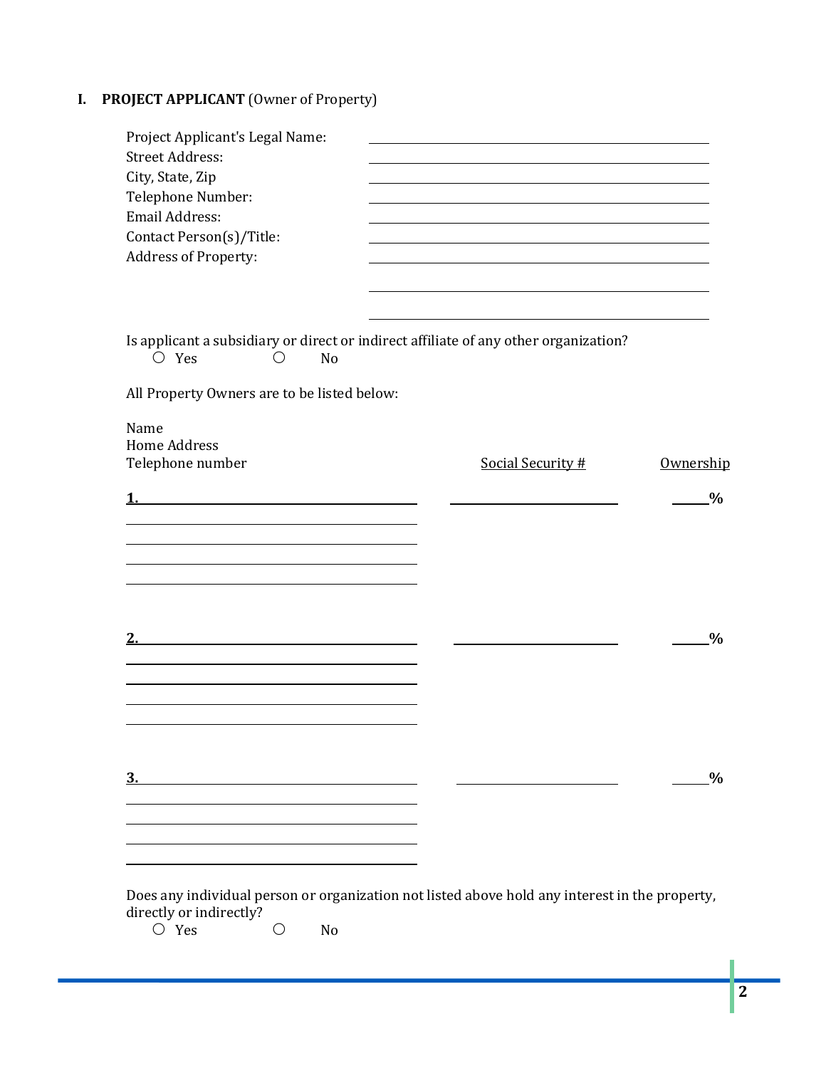## I. PROJECT APPLICANT (Owner of Property)

Project Applicant's Legal Name: ______________________________

Street Address: ______________________________

City, State, Zip ______________________________

Telephone Number: ______________________________

Email Address: ______________________________

Contact Person(s)/Title: ______________________________

Address of Property: ______________________________

______________________________

______________________________

Is applicant a subsidiary or direct or indirect affiliate of any other organization?

○ Yes ○ No

All Property Owners are to be listed below:

| Name<br>Home Address<br>Telephone number | Social Security # | Ownership |
|---|---|---|
| 1. ______________________________ | ______________________________ | _____% |
| 2. ______________________________ | ______________________________ | _____% |
| 3. ______________________________ | ______________________________ | _____% |

Does any individual person or organization not listed above hold any interest in the property, directly or indirectly?

○ Yes ○ No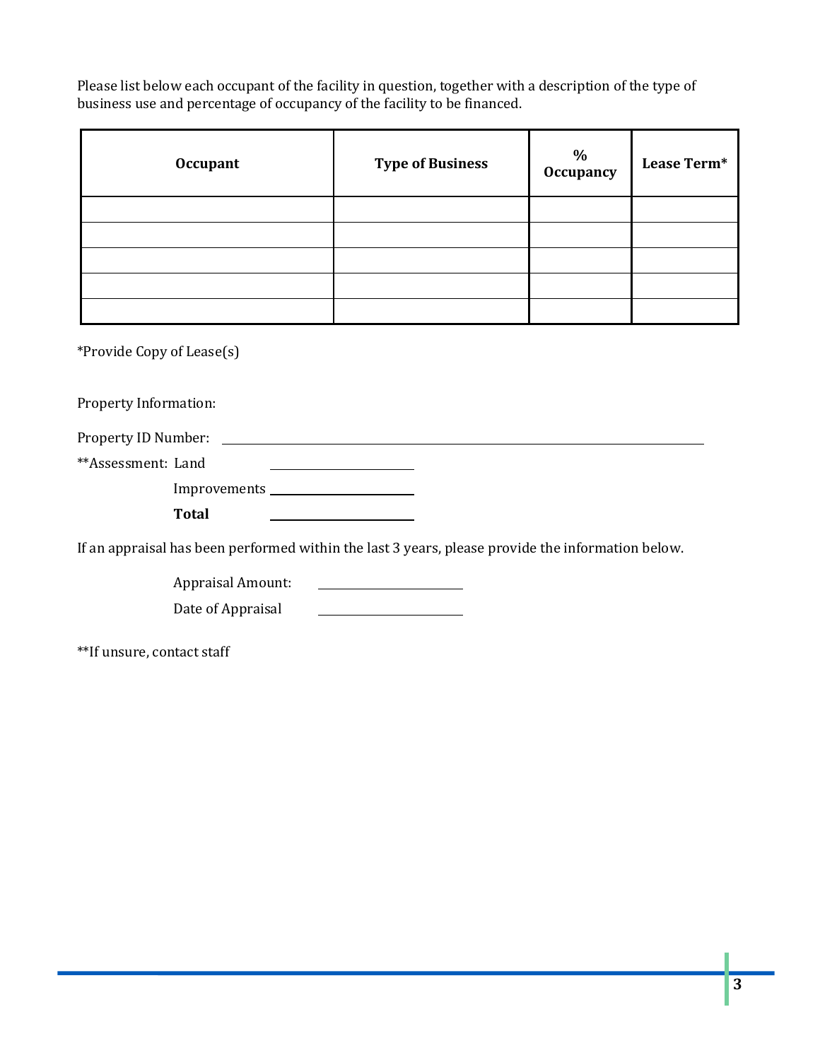Please list below each occupant of the facility in question, together with a description of the type of business use and percentage of occupancy of the facility to be financed.

| Occupant | Type of Business | % Occupancy | Lease Term* |
|---|---|---|---|
| | | | |
| | | | |
| | | | |
| | | | |
| | | | |

*Provide Copy of Lease(s)

Property Information:

Property ID Number: ______________________________

**Assessment: Land ______________

Improvements ______________

**Total** ______________

If an appraisal has been performed within the last 3 years, please provide the information below.

Appraisal Amount: ______________

Date of Appraisal ______________

**If unsure, contact staff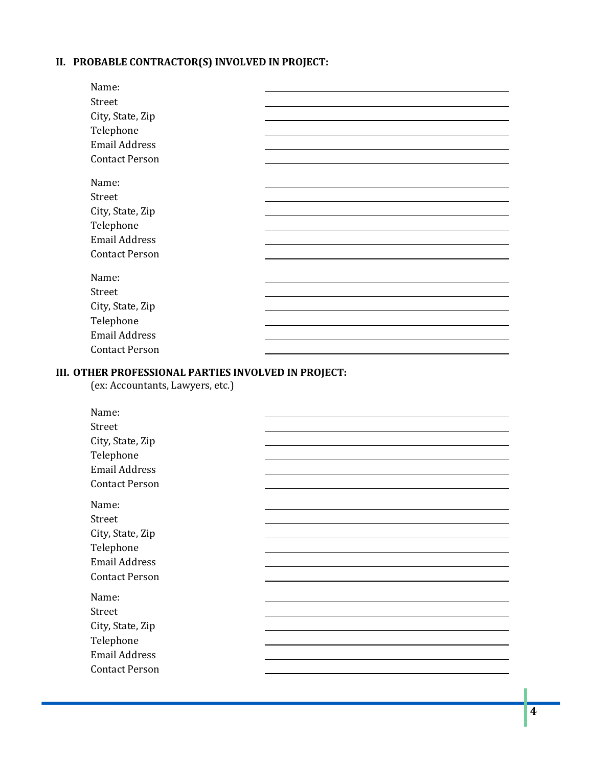## II. PROBABLE CONTRACTOR(S) INVOLVED IN PROJECT:

Name: \_\_\_\_\_\_\_\_\_\_\_\_\_\_\_\_\_\_\_\_\_\_\_\_\_\_\_\_\_\_\_\_\_\_\_\_\_\_\_\_
Street \_\_\_\_\_\_\_\_\_\_\_\_\_\_\_\_\_\_\_\_\_\_\_\_\_\_\_\_\_\_\_\_\_\_\_\_\_\_\_\_
City, State, Zip \_\_\_\_\_\_\_\_\_\_\_\_\_\_\_\_\_\_\_\_\_\_\_\_\_\_\_\_\_\_\_\_\_\_\_\_\_\_\_\_
Telephone \_\_\_\_\_\_\_\_\_\_\_\_\_\_\_\_\_\_\_\_\_\_\_\_\_\_\_\_\_\_\_\_\_\_\_\_\_\_\_\_
Email Address \_\_\_\_\_\_\_\_\_\_\_\_\_\_\_\_\_\_\_\_\_\_\_\_\_\_\_\_\_\_\_\_\_\_\_\_\_\_\_\_
Contact Person \_\_\_\_\_\_\_\_\_\_\_\_\_\_\_\_\_\_\_\_\_\_\_\_\_\_\_\_\_\_\_\_\_\_\_\_\_\_\_\_

Name: \_\_\_\_\_\_\_\_\_\_\_\_\_\_\_\_\_\_\_\_\_\_\_\_\_\_\_\_\_\_\_\_\_\_\_\_\_\_\_\_
Street \_\_\_\_\_\_\_\_\_\_\_\_\_\_\_\_\_\_\_\_\_\_\_\_\_\_\_\_\_\_\_\_\_\_\_\_\_\_\_\_
City, State, Zip \_\_\_\_\_\_\_\_\_\_\_\_\_\_\_\_\_\_\_\_\_\_\_\_\_\_\_\_\_\_\_\_\_\_\_\_\_\_\_\_
Telephone \_\_\_\_\_\_\_\_\_\_\_\_\_\_\_\_\_\_\_\_\_\_\_\_\_\_\_\_\_\_\_\_\_\_\_\_\_\_\_\_
Email Address \_\_\_\_\_\_\_\_\_\_\_\_\_\_\_\_\_\_\_\_\_\_\_\_\_\_\_\_\_\_\_\_\_\_\_\_\_\_\_\_
Contact Person \_\_\_\_\_\_\_\_\_\_\_\_\_\_\_\_\_\_\_\_\_\_\_\_\_\_\_\_\_\_\_\_\_\_\_\_\_\_\_\_

Name: \_\_\_\_\_\_\_\_\_\_\_\_\_\_\_\_\_\_\_\_\_\_\_\_\_\_\_\_\_\_\_\_\_\_\_\_\_\_\_\_
Street \_\_\_\_\_\_\_\_\_\_\_\_\_\_\_\_\_\_\_\_\_\_\_\_\_\_\_\_\_\_\_\_\_\_\_\_\_\_\_\_
City, State, Zip \_\_\_\_\_\_\_\_\_\_\_\_\_\_\_\_\_\_\_\_\_\_\_\_\_\_\_\_\_\_\_\_\_\_\_\_\_\_\_\_
Telephone \_\_\_\_\_\_\_\_\_\_\_\_\_\_\_\_\_\_\_\_\_\_\_\_\_\_\_\_\_\_\_\_\_\_\_\_\_\_\_\_
Email Address \_\_\_\_\_\_\_\_\_\_\_\_\_\_\_\_\_\_\_\_\_\_\_\_\_\_\_\_\_\_\_\_\_\_\_\_\_\_\_\_
Contact Person \_\_\_\_\_\_\_\_\_\_\_\_\_\_\_\_\_\_\_\_\_\_\_\_\_\_\_\_\_\_\_\_\_\_\_\_\_\_\_\_

## III. OTHER PROFESSIONAL PARTIES INVOLVED IN PROJECT:

(ex: Accountants, Lawyers, etc.)

Name: \_\_\_\_\_\_\_\_\_\_\_\_\_\_\_\_\_\_\_\_\_\_\_\_\_\_\_\_\_\_\_\_\_\_\_\_\_\_\_\_
Street \_\_\_\_\_\_\_\_\_\_\_\_\_\_\_\_\_\_\_\_\_\_\_\_\_\_\_\_\_\_\_\_\_\_\_\_\_\_\_\_
City, State, Zip \_\_\_\_\_\_\_\_\_\_\_\_\_\_\_\_\_\_\_\_\_\_\_\_\_\_\_\_\_\_\_\_\_\_\_\_\_\_\_\_
Telephone \_\_\_\_\_\_\_\_\_\_\_\_\_\_\_\_\_\_\_\_\_\_\_\_\_\_\_\_\_\_\_\_\_\_\_\_\_\_\_\_
Email Address \_\_\_\_\_\_\_\_\_\_\_\_\_\_\_\_\_\_\_\_\_\_\_\_\_\_\_\_\_\_\_\_\_\_\_\_\_\_\_\_
Contact Person \_\_\_\_\_\_\_\_\_\_\_\_\_\_\_\_\_\_\_\_\_\_\_\_\_\_\_\_\_\_\_\_\_\_\_\_\_\_\_\_

Name: \_\_\_\_\_\_\_\_\_\_\_\_\_\_\_\_\_\_\_\_\_\_\_\_\_\_\_\_\_\_\_\_\_\_\_\_\_\_\_\_
Street \_\_\_\_\_\_\_\_\_\_\_\_\_\_\_\_\_\_\_\_\_\_\_\_\_\_\_\_\_\_\_\_\_\_\_\_\_\_\_\_
City, State, Zip \_\_\_\_\_\_\_\_\_\_\_\_\_\_\_\_\_\_\_\_\_\_\_\_\_\_\_\_\_\_\_\_\_\_\_\_\_\_\_\_
Telephone \_\_\_\_\_\_\_\_\_\_\_\_\_\_\_\_\_\_\_\_\_\_\_\_\_\_\_\_\_\_\_\_\_\_\_\_\_\_\_\_
Email Address \_\_\_\_\_\_\_\_\_\_\_\_\_\_\_\_\_\_\_\_\_\_\_\_\_\_\_\_\_\_\_\_\_\_\_\_\_\_\_\_
Contact Person \_\_\_\_\_\_\_\_\_\_\_\_\_\_\_\_\_\_\_\_\_\_\_\_\_\_\_\_\_\_\_\_\_\_\_\_\_\_\_\_

Name: \_\_\_\_\_\_\_\_\_\_\_\_\_\_\_\_\_\_\_\_\_\_\_\_\_\_\_\_\_\_\_\_\_\_\_\_\_\_\_\_
Street \_\_\_\_\_\_\_\_\_\_\_\_\_\_\_\_\_\_\_\_\_\_\_\_\_\_\_\_\_\_\_\_\_\_\_\_\_\_\_\_
City, State, Zip \_\_\_\_\_\_\_\_\_\_\_\_\_\_\_\_\_\_\_\_\_\_\_\_\_\_\_\_\_\_\_\_\_\_\_\_\_\_\_\_
Telephone \_\_\_\_\_\_\_\_\_\_\_\_\_\_\_\_\_\_\_\_\_\_\_\_\_\_\_\_\_\_\_\_\_\_\_\_\_\_\_\_
Email Address \_\_\_\_\_\_\_\_\_\_\_\_\_\_\_\_\_\_\_\_\_\_\_\_\_\_\_\_\_\_\_\_\_\_\_\_\_\_\_\_
Contact Person \_\_\_\_\_\_\_\_\_\_\_\_\_\_\_\_\_\_\_\_\_\_\_\_\_\_\_\_\_\_\_\_\_\_\_\_\_\_\_\_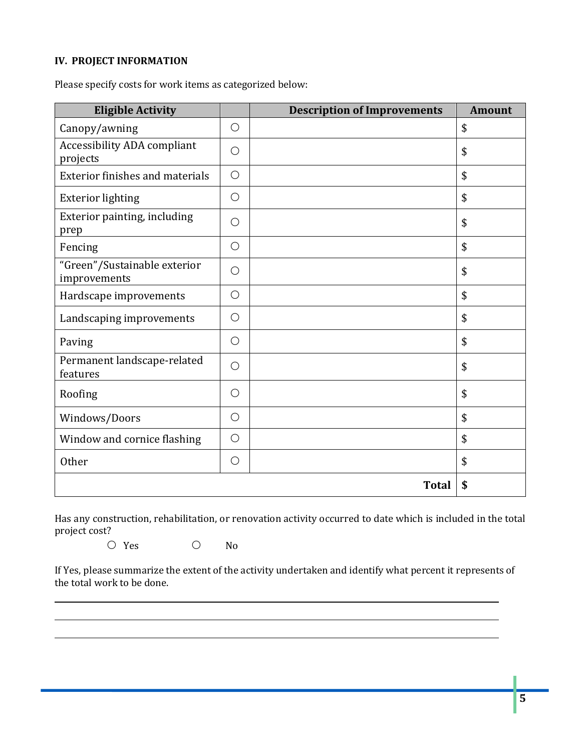### IV. PROJECT INFORMATION

Please specify costs for work items as categorized below:

| Eligible Activity | | Description of Improvements | Amount |
|---|---|---|---|
| Canopy/awning | ○ | | $ |
| Accessibility ADA compliant projects | ○ | | $ |
| Exterior finishes and materials | ○ | | $ |
| Exterior lighting | ○ | | $ |
| Exterior painting, including prep | ○ | | $ |
| Fencing | ○ | | $ |
| "Green"/Sustainable exterior improvements | ○ | | $ |
| Hardscape improvements | ○ | | $ |
| Landscaping improvements | ○ | | $ |
| Paving | ○ | | $ |
| Permanent landscape-related features | ○ | | $ |
| Roofing | ○ | | $ |
| Windows/Doors | ○ | | $ |
| Window and cornice flashing | ○ | | $ |
| Other | ○ | | $ |
| | | **Total** | **$** |

Has any construction, rehabilitation, or renovation activity occurred to date which is included in the total project cost?

○ Yes ○ No

If Yes, please summarize the extent of the activity undertaken and identify what percent it represents of the total work to be done.

\_\_\_\_\_\_\_\_\_\_\_\_\_\_\_\_\_\_\_\_\_\_\_\_\_\_\_\_\_\_\_\_\_\_\_\_\_\_\_\_\_\_\_\_\_\_\_\_\_\_\_\_\_\_\_\_\_\_\_\_\_\_\_\_\_\_\_\_\_\_\_\_\_\_\_\_\_\_

\_\_\_\_\_\_\_\_\_\_\_\_\_\_\_\_\_\_\_\_\_\_\_\_\_\_\_\_\_\_\_\_\_\_\_\_\_\_\_\_\_\_\_\_\_\_\_\_\_\_\_\_\_\_\_\_\_\_\_\_\_\_\_\_\_\_\_\_\_\_\_\_\_\_\_\_\_\_

\_\_\_\_\_\_\_\_\_\_\_\_\_\_\_\_\_\_\_\_\_\_\_\_\_\_\_\_\_\_\_\_\_\_\_\_\_\_\_\_\_\_\_\_\_\_\_\_\_\_\_\_\_\_\_\_\_\_\_\_\_\_\_\_\_\_\_\_\_\_\_\_\_\_\_\_\_\_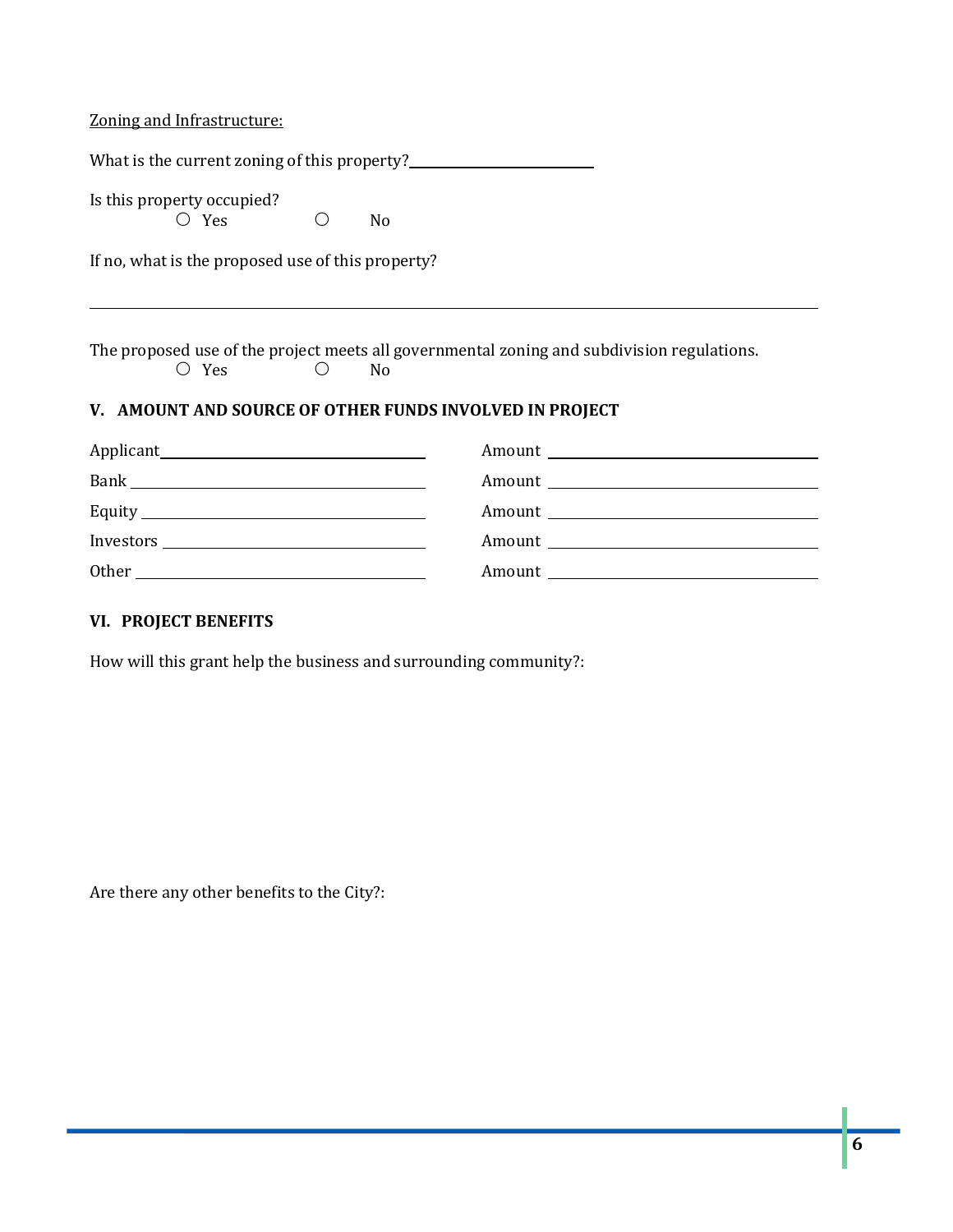Zoning and Infrastructure:

What is the current zoning of this property? ______________________

Is this property occupied?

○ Yes ○ No

If no, what is the proposed use of this property?

______________________________________________________________________

The proposed use of the project meets all governmental zoning and subdivision regulations.

○ Yes ○ No

## V. AMOUNT AND SOURCE OF OTHER FUNDS INVOLVED IN PROJECT

| | |
|---|---|
| Applicant ______________________ | Amount ______________________ |
| Bank ______________________ | Amount ______________________ |
| Equity ______________________ | Amount ______________________ |
| Investors ______________________ | Amount ______________________ |
| Other ______________________ | Amount ______________________ |

## VI. PROJECT BENEFITS

How will this grant help the business and surrounding community?:

Are there any other benefits to the City?: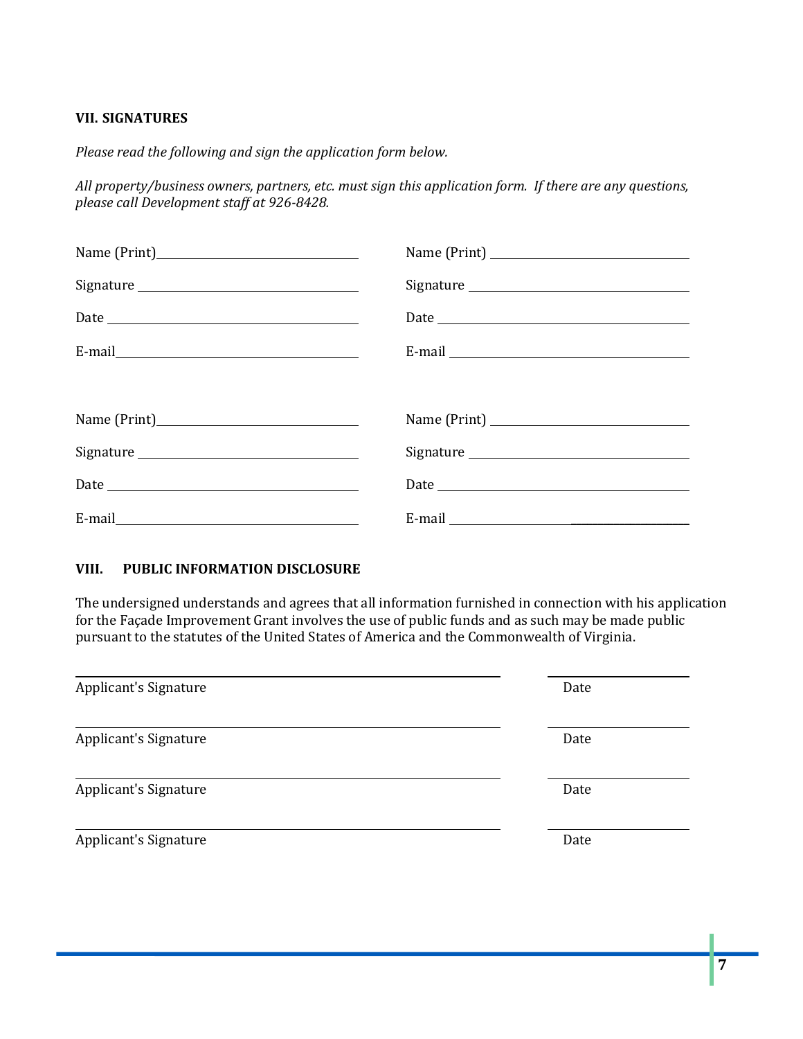**VII. SIGNATURES**

*Please read the following and sign the application form below.*

*All property/business owners, partners, etc. must sign this application form. If there are any questions, please call Development staff at 926-8428.*

Name (Print)\_\_\_\_\_\_\_\_\_\_\_\_\_\_\_\_\_\_\_\_\_\_\_\_\_\_\_\_\_\_ Name (Print) \_\_\_\_\_\_\_\_\_\_\_\_\_\_\_\_\_\_\_\_\_\_\_\_\_\_\_\_\_\_

Signature \_\_\_\_\_\_\_\_\_\_\_\_\_\_\_\_\_\_\_\_\_\_\_\_\_\_\_\_\_\_\_\_\_ Signature \_\_\_\_\_\_\_\_\_\_\_\_\_\_\_\_\_\_\_\_\_\_\_\_\_\_\_\_\_\_\_\_\_

Date \_\_\_\_\_\_\_\_\_\_\_\_\_\_\_\_\_\_\_\_\_\_\_\_\_\_\_\_\_\_\_\_\_\_\_\_\_ Date \_\_\_\_\_\_\_\_\_\_\_\_\_\_\_\_\_\_\_\_\_\_\_\_\_\_\_\_\_\_\_\_\_\_\_\_\_

E-mail\_\_\_\_\_\_\_\_\_\_\_\_\_\_\_\_\_\_\_\_\_\_\_\_\_\_\_\_\_\_\_\_\_\_\_ E-mail \_\_\_\_\_\_\_\_\_\_\_\_\_\_\_\_\_\_\_\_\_\_\_\_\_\_\_\_\_\_\_\_\_\_\_

Name (Print)\_\_\_\_\_\_\_\_\_\_\_\_\_\_\_\_\_\_\_\_\_\_\_\_\_\_\_\_\_\_ Name (Print) \_\_\_\_\_\_\_\_\_\_\_\_\_\_\_\_\_\_\_\_\_\_\_\_\_\_\_\_\_\_

Signature \_\_\_\_\_\_\_\_\_\_\_\_\_\_\_\_\_\_\_\_\_\_\_\_\_\_\_\_\_\_\_\_\_ Signature \_\_\_\_\_\_\_\_\_\_\_\_\_\_\_\_\_\_\_\_\_\_\_\_\_\_\_\_\_\_\_\_\_

Date \_\_\_\_\_\_\_\_\_\_\_\_\_\_\_\_\_\_\_\_\_\_\_\_\_\_\_\_\_\_\_\_\_\_\_\_\_ Date \_\_\_\_\_\_\_\_\_\_\_\_\_\_\_\_\_\_\_\_\_\_\_\_\_\_\_\_\_\_\_\_\_\_\_\_\_

E-mail\_\_\_\_\_\_\_\_\_\_\_\_\_\_\_\_\_\_\_\_\_\_\_\_\_\_\_\_\_\_\_\_\_\_\_ E-mail \_\_\_\_\_\_\_\_\_\_\_\_\_\_\_\_\_\_\_\_\_\_\_\_\_\_\_\_\_\_\_\_\_\_\_

**VIII. PUBLIC INFORMATION DISCLOSURE**

The undersigned understands and agrees that all information furnished in connection with his application for the Façade Improvement Grant involves the use of public funds and as such may be made public pursuant to the statutes of the United States of America and the Commonwealth of Virginia.

\_\_\_\_\_\_\_\_\_\_\_\_\_\_\_\_\_\_\_\_\_\_\_\_\_\_\_\_\_\_\_\_\_\_\_\_\_\_\_\_\_\_\_\_\_\_\_\_ \_\_\_\_\_\_\_\_\_\_\_\_\_\_\_\_
Applicant's Signature Date

\_\_\_\_\_\_\_\_\_\_\_\_\_\_\_\_\_\_\_\_\_\_\_\_\_\_\_\_\_\_\_\_\_\_\_\_\_\_\_\_\_\_\_\_\_\_\_\_ \_\_\_\_\_\_\_\_\_\_\_\_\_\_\_\_
Applicant's Signature Date

\_\_\_\_\_\_\_\_\_\_\_\_\_\_\_\_\_\_\_\_\_\_\_\_\_\_\_\_\_\_\_\_\_\_\_\_\_\_\_\_\_\_\_\_\_\_\_\_ \_\_\_\_\_\_\_\_\_\_\_\_\_\_\_\_
Applicant's Signature Date

\_\_\_\_\_\_\_\_\_\_\_\_\_\_\_\_\_\_\_\_\_\_\_\_\_\_\_\_\_\_\_\_\_\_\_\_\_\_\_\_\_\_\_\_\_\_\_\_ \_\_\_\_\_\_\_\_\_\_\_\_\_\_\_\_
Applicant's Signature Date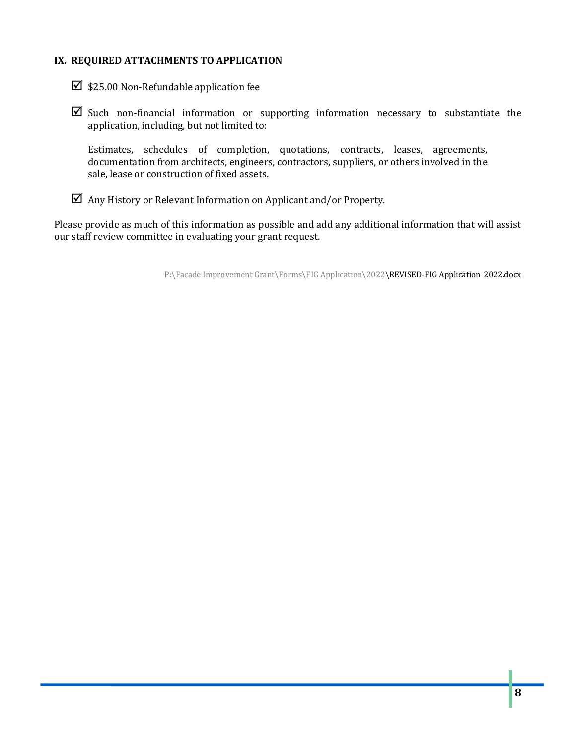## IX. REQUIRED ATTACHMENTS TO APPLICATION

☑ $25.00 Non-Refundable application fee

☑ Such non-financial information or supporting information necessary to substantiate the application, including, but not limited to:

Estimates, schedules of completion, quotations, contracts, leases, agreements, documentation from architects, engineers, contractors, suppliers, or others involved in the sale, lease or construction of fixed assets.

☑ Any History or Relevant Information on Applicant and/or Property.

Please provide as much of this information as possible and add any additional information that will assist our staff review committee in evaluating your grant request.

P:\Facade Improvement Grant\Forms\FIG Application\2022\REVISED-FIG Application_2022.docx